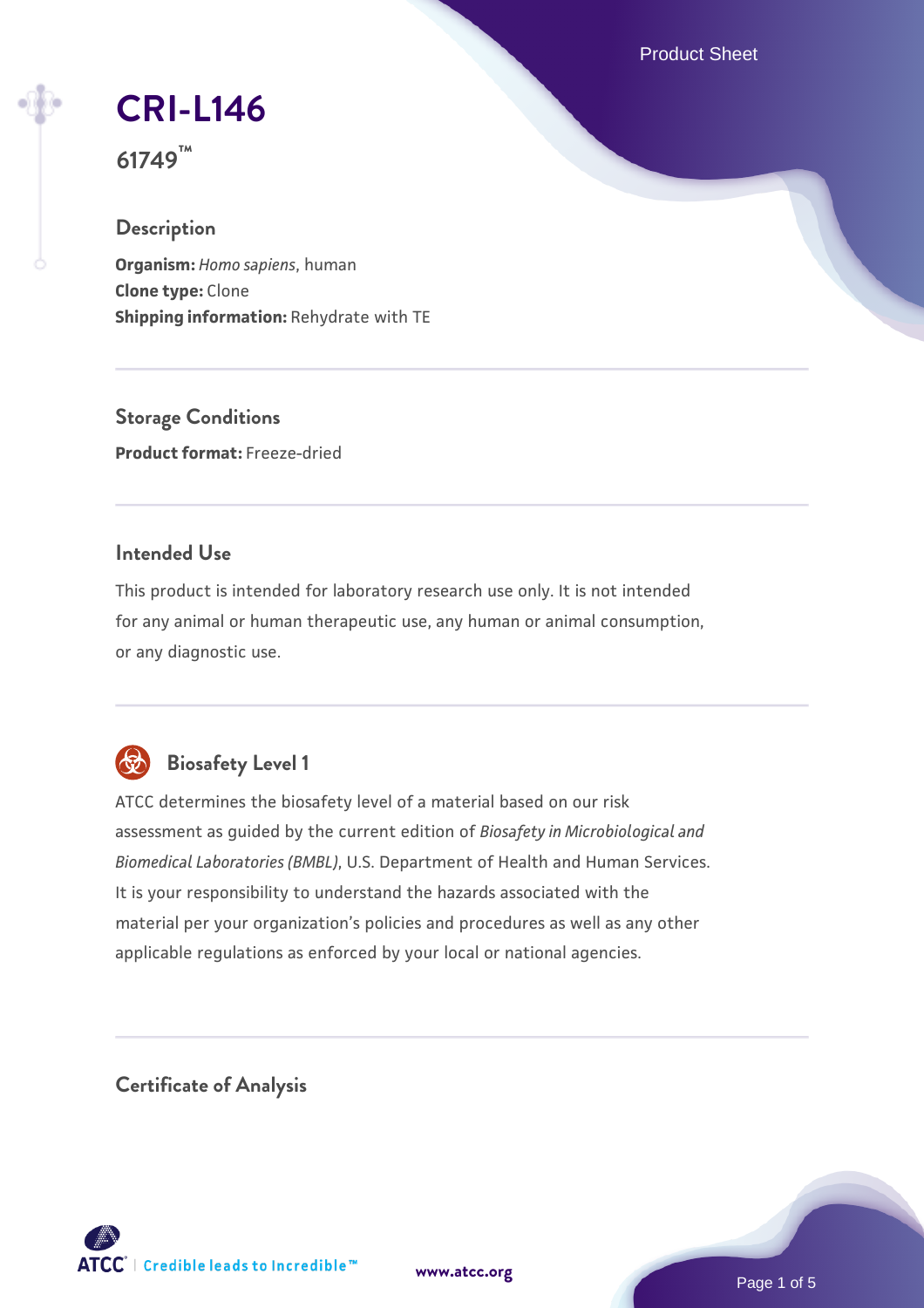# CRI-L146

**61749™**

## Description

**Organism:** *Homo sapiens*, human
**Clone type:** Clone
**Shipping information:** Rehydrate with TE

## Storage Conditions

**Product format:** Freeze-dried

## Intended Use

This product is intended for laboratory research use only. It is not intended for any animal or human therapeutic use, any human or animal consumption, or any diagnostic use.

## Biosafety Level 1

ATCC determines the biosafety level of a material based on our risk assessment as guided by the current edition of *Biosafety in Microbiological and Biomedical Laboratories (BMBL)*, U.S. Department of Health and Human Services. It is your responsibility to understand the hazards associated with the material per your organization's policies and procedures as well as any other applicable regulations as enforced by your local or national agencies.

## Certificate of Analysis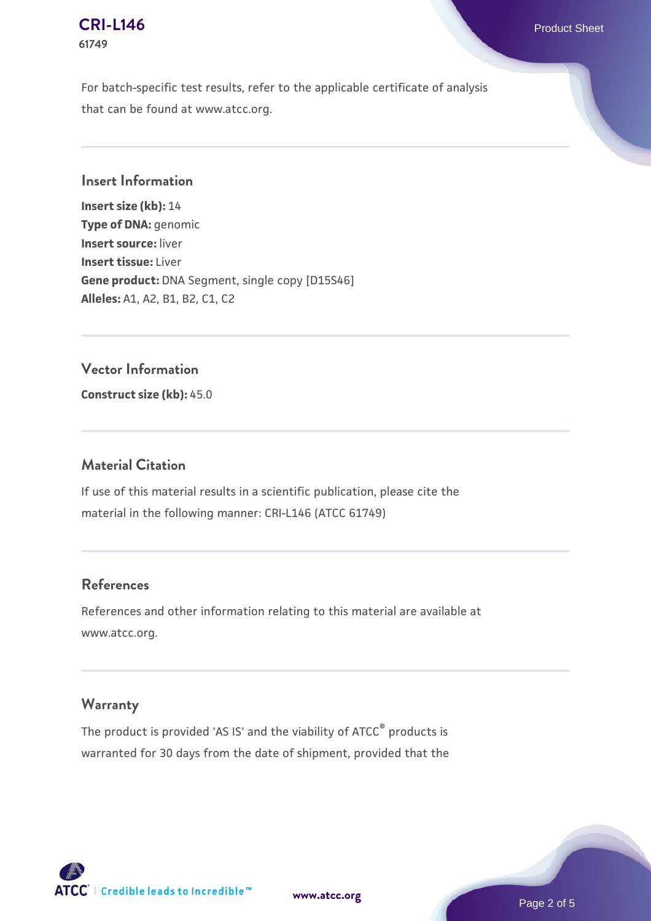For batch-specific test results, refer to the applicable certificate of analysis that can be found at www.atcc.org.

## Insert Information

**Insert size (kb):** 14
**Type of DNA:** genomic
**Insert source:** liver
**Insert tissue:** Liver
**Gene product:** DNA Segment, single copy [D15S46]
**Alleles:** A1, A2, B1, B2, C1, C2

## Vector Information

**Construct size (kb):** 45.0

## Material Citation

If use of this material results in a scientific publication, please cite the material in the following manner: CRI-L146 (ATCC 61749)

## References

References and other information relating to this material are available at www.atcc.org.

## Warranty

The product is provided 'AS IS' and the viability of ATCC® products is warranted for 30 days from the date of shipment, provided that the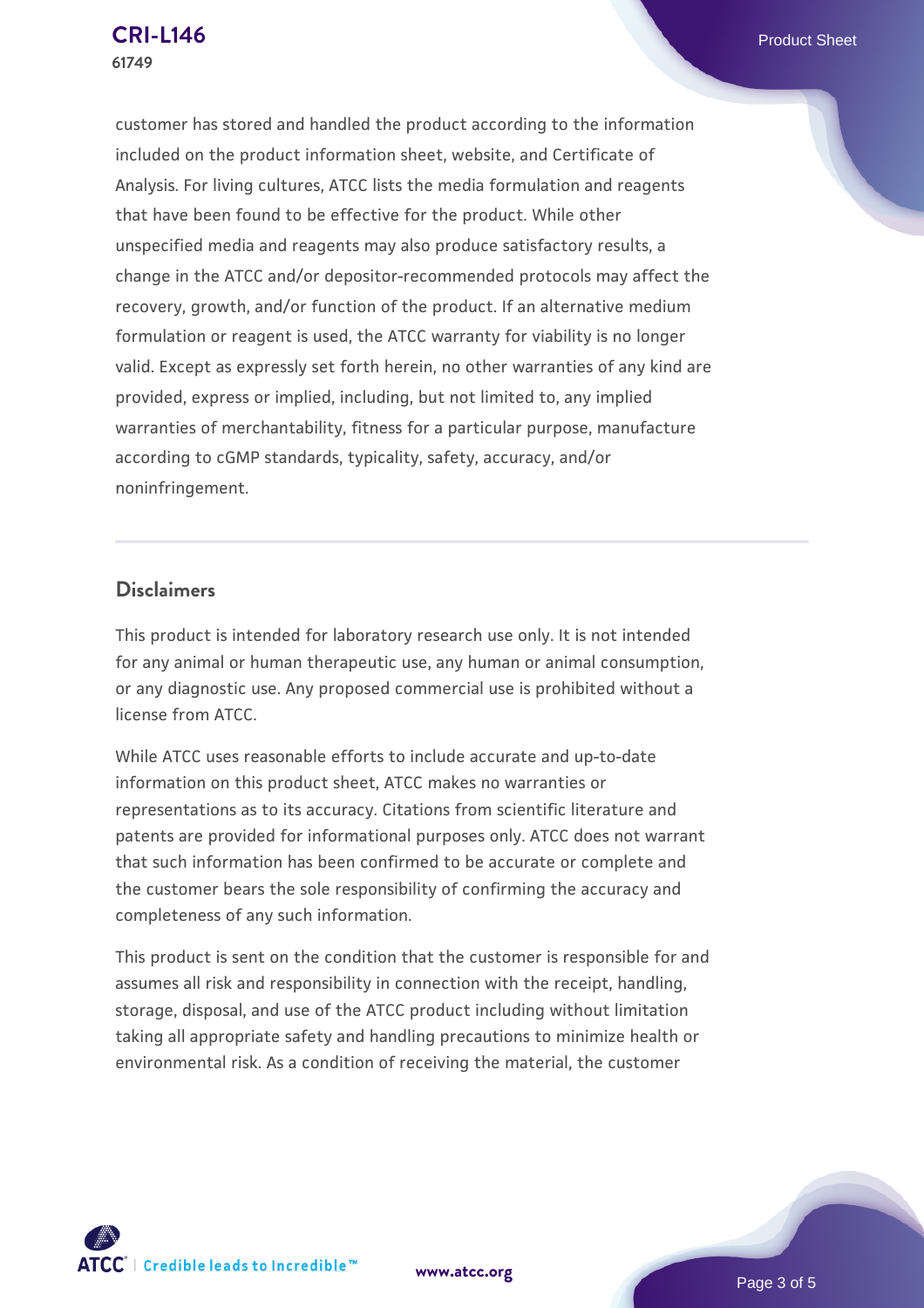customer has stored and handled the product according to the information included on the product information sheet, website, and Certificate of Analysis. For living cultures, ATCC lists the media formulation and reagents that have been found to be effective for the product. While other unspecified media and reagents may also produce satisfactory results, a change in the ATCC and/or depositor-recommended protocols may affect the recovery, growth, and/or function of the product. If an alternative medium formulation or reagent is used, the ATCC warranty for viability is no longer valid. Except as expressly set forth herein, no other warranties of any kind are provided, express or implied, including, but not limited to, any implied warranties of merchantability, fitness for a particular purpose, manufacture according to cGMP standards, typicality, safety, accuracy, and/or noninfringement.

## Disclaimers

This product is intended for laboratory research use only. It is not intended for any animal or human therapeutic use, any human or animal consumption, or any diagnostic use. Any proposed commercial use is prohibited without a license from ATCC.

While ATCC uses reasonable efforts to include accurate and up-to-date information on this product sheet, ATCC makes no warranties or representations as to its accuracy. Citations from scientific literature and patents are provided for informational purposes only. ATCC does not warrant that such information has been confirmed to be accurate or complete and the customer bears the sole responsibility of confirming the accuracy and completeness of any such information.

This product is sent on the condition that the customer is responsible for and assumes all risk and responsibility in connection with the receipt, handling, storage, disposal, and use of the ATCC product including without limitation taking all appropriate safety and handling precautions to minimize health or environmental risk. As a condition of receiving the material, the customer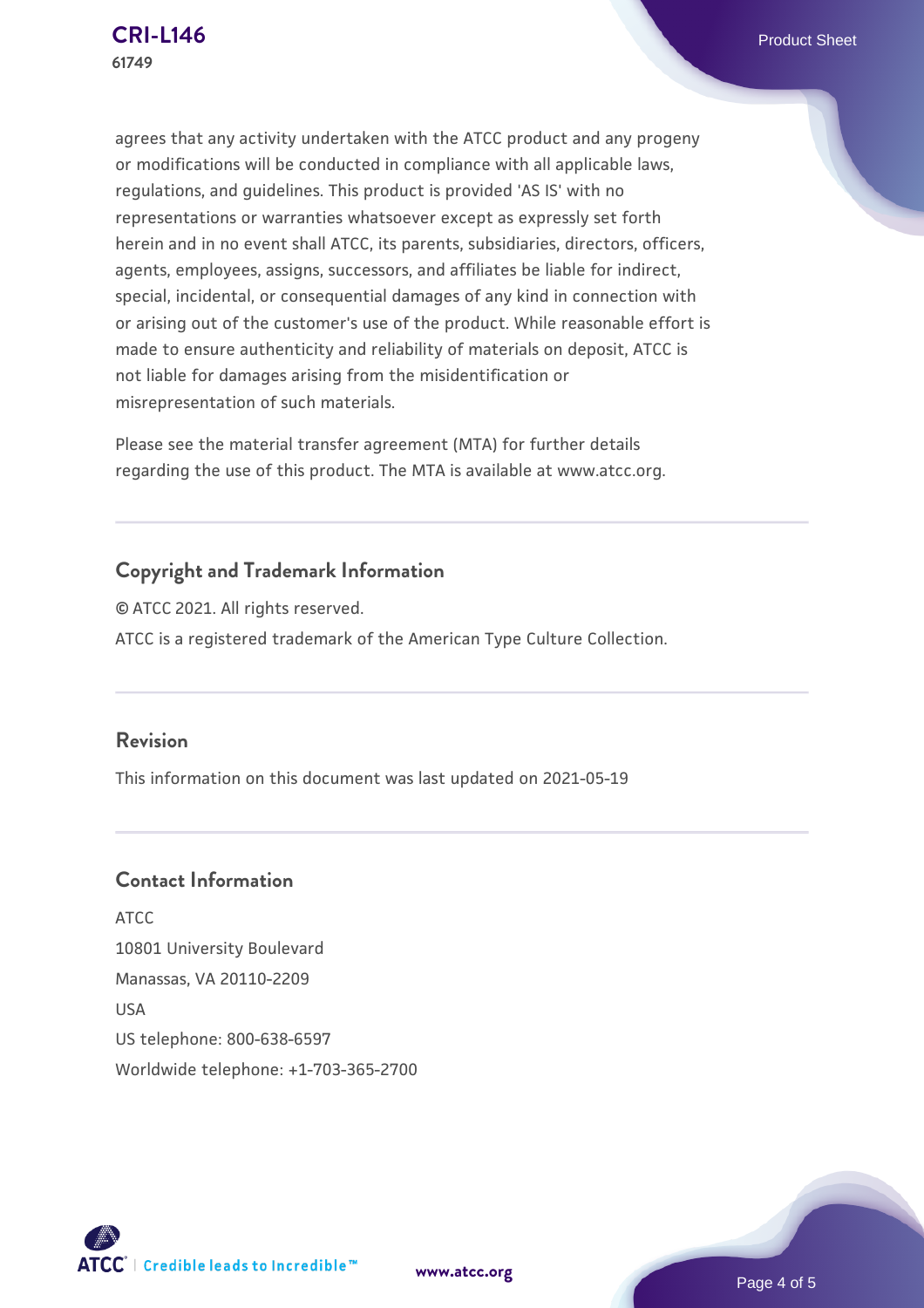agrees that any activity undertaken with the ATCC product and any progeny or modifications will be conducted in compliance with all applicable laws, regulations, and guidelines. This product is provided 'AS IS' with no representations or warranties whatsoever except as expressly set forth herein and in no event shall ATCC, its parents, subsidiaries, directors, officers, agents, employees, assigns, successors, and affiliates be liable for indirect, special, incidental, or consequential damages of any kind in connection with or arising out of the customer's use of the product. While reasonable effort is made to ensure authenticity and reliability of materials on deposit, ATCC is not liable for damages arising from the misidentification or misrepresentation of such materials.

Please see the material transfer agreement (MTA) for further details regarding the use of this product. The MTA is available at www.atcc.org.

## Copyright and Trademark Information

© ATCC 2021. All rights reserved.

ATCC is a registered trademark of the American Type Culture Collection.

## Revision

This information on this document was last updated on 2021-05-19

## Contact Information

ATCC
10801 University Boulevard
Manassas, VA 20110-2209
USA
US telephone: 800-638-6597
Worldwide telephone: +1-703-365-2700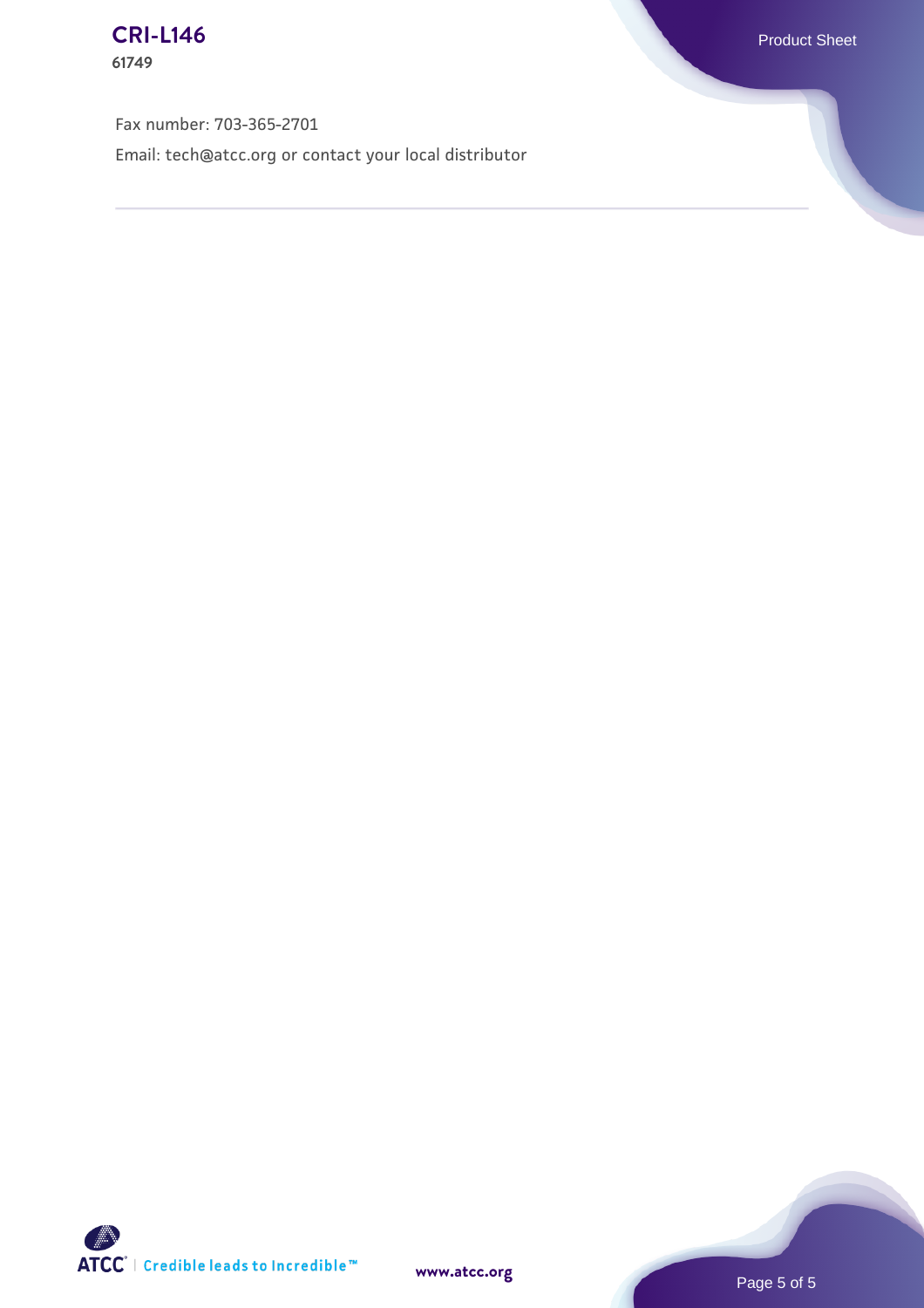Fax number: 703-365-2701

Email: tech@atcc.org or contact your local distributor